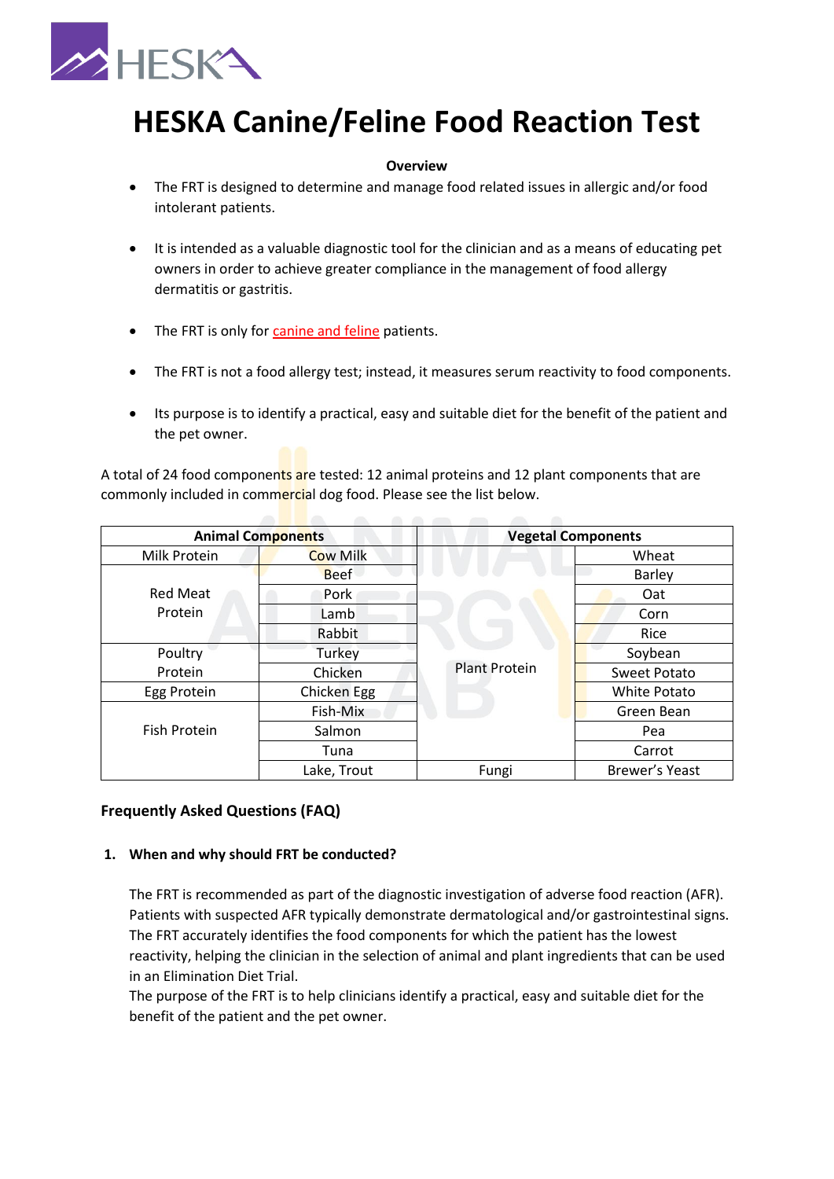# HESKA Canine/Feline Food Reaction Test

**Overview**

- The FRT is designed to determine and manage food related issues in allergic and/or food intolerant patients.
- It is intended as a valuable diagnostic tool for the clinician and as a means of educating pet owners in order to achieve greater compliance in the management of food allergy dermatitis or gastritis.
- The FRT is only for canine and feline patients.
- The FRT is not a food allergy test; instead, it measures serum reactivity to food components.
- Its purpose is to identify a practical, easy and suitable diet for the benefit of the patient and the pet owner.

A total of 24 food components are tested: 12 animal proteins and 12 plant components that are commonly included in commercial dog food. Please see the list below.

| Animal Components | | Vegetal Components | |
|---|---|---|---|
| Milk Protein | Cow Milk | Plant Protein | Wheat |
| Red Meat Protein | Beef | | Barley |
| | Pork | | Oat |
| | Lamb | | Corn |
| | Rabbit | | Rice |
| Poultry Protein | Turkey | | Soybean |
| | Chicken | | Sweet Potato |
| Egg Protein | Chicken Egg | | White Potato |
| Fish Protein | Fish-Mix | | Green Bean |
| | Salmon | | Pea |
| | Tuna | | Carrot |
| | Lake, Trout | Fungi | Brewer's Yeast |

### Frequently Asked Questions (FAQ)

**1. When and why should FRT be conducted?**

The FRT is recommended as part of the diagnostic investigation of adverse food reaction (AFR). Patients with suspected AFR typically demonstrate dermatological and/or gastrointestinal signs. The FRT accurately identifies the food components for which the patient has the lowest reactivity, helping the clinician in the selection of animal and plant ingredients that can be used in an Elimination Diet Trial.
The purpose of the FRT is to help clinicians identify a practical, easy and suitable diet for the benefit of the patient and the pet owner.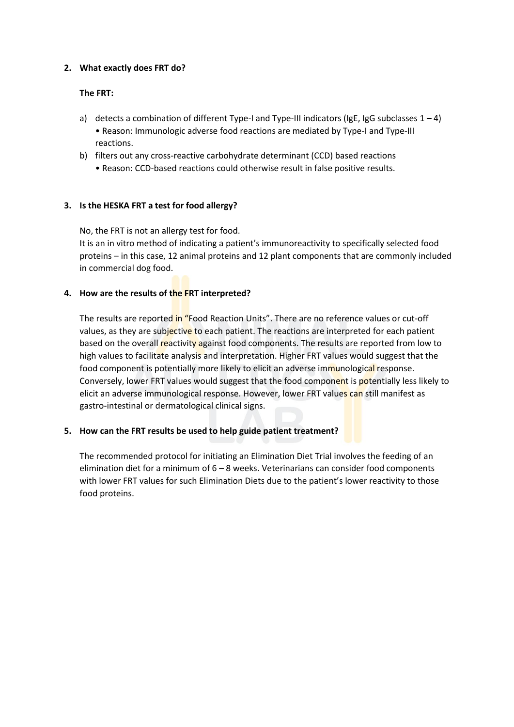**2. What exactly does FRT do?**

**The FRT:**

a) detects a combination of different Type-I and Type-III indicators (IgE, IgG subclasses 1 – 4)
   • Reason: Immunologic adverse food reactions are mediated by Type-I and Type-III reactions.
b) filters out any cross-reactive carbohydrate determinant (CCD) based reactions
   • Reason: CCD-based reactions could otherwise result in false positive results.

**3. Is the HESKA FRT a test for food allergy?**

No, the FRT is not an allergy test for food.
It is an in vitro method of indicating a patient's immunoreactivity to specifically selected food proteins – in this case, 12 animal proteins and 12 plant components that are commonly included in commercial dog food.

**4. How are the results of the FRT interpreted?**

The results are reported in "Food Reaction Units". There are no reference values or cut-off values, as they are subjective to each patient. The reactions are interpreted for each patient based on the overall reactivity against food components. The results are reported from low to high values to facilitate analysis and interpretation. Higher FRT values would suggest that the food component is potentially more likely to elicit an adverse immunological response. Conversely, lower FRT values would suggest that the food component is potentially less likely to elicit an adverse immunological response. However, lower FRT values can still manifest as gastro-intestinal or dermatological clinical signs.

**5. How can the FRT results be used to help guide patient treatment?**

The recommended protocol for initiating an Elimination Diet Trial involves the feeding of an elimination diet for a minimum of 6 – 8 weeks. Veterinarians can consider food components with lower FRT values for such Elimination Diets due to the patient's lower reactivity to those food proteins.